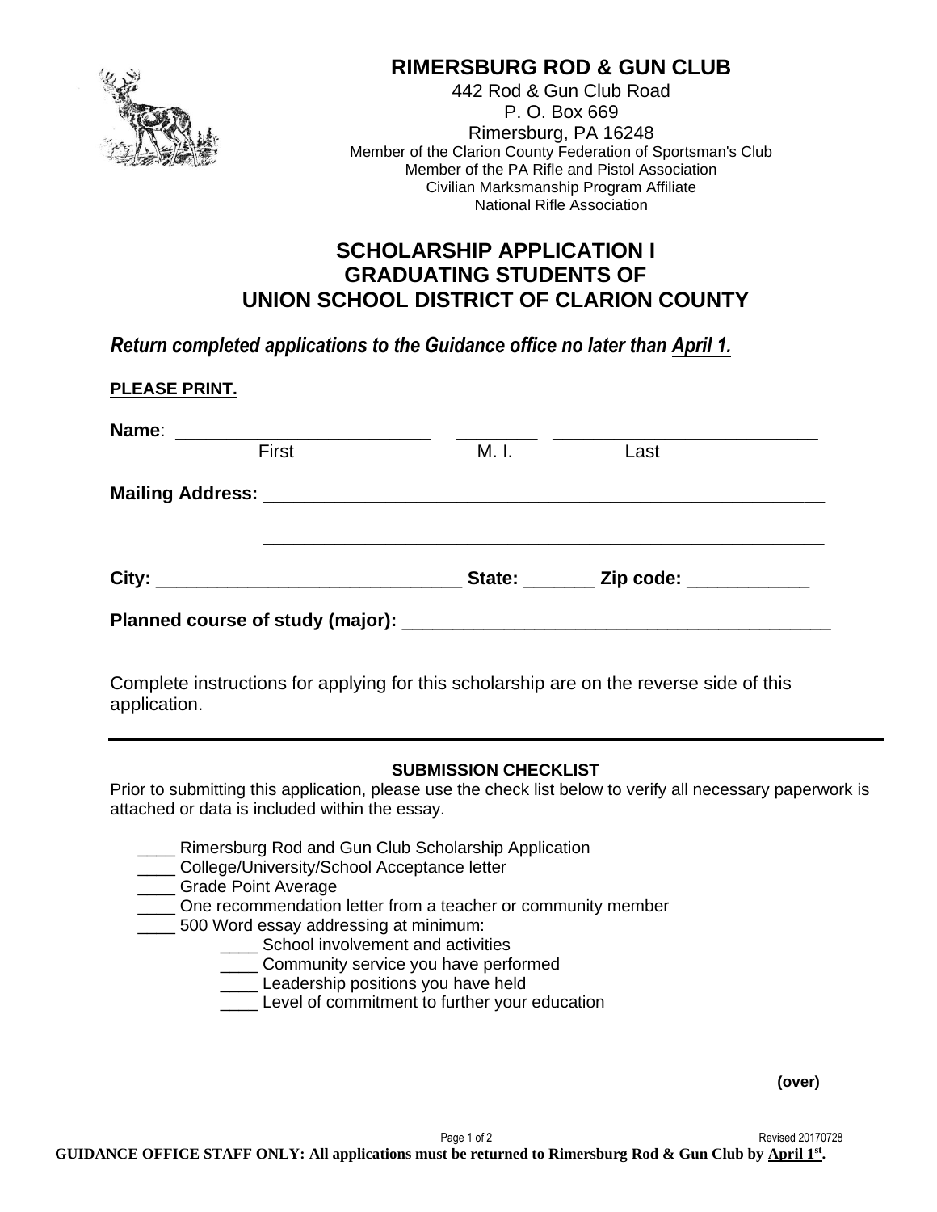# RIMERSBURG ROD & GUN CLUB

442 Rod & Gun Club Road
P. O. Box 669
Rimersburg, PA 16248
Member of the Clarion County Federation of Sportsman's Club
Member of the PA Rifle and Pistol Association
Civilian Marksmanship Program Affiliate
National Rifle Association

## SCHOLARSHIP APPLICATION I
## GRADUATING STUDENTS OF
## UNION SCHOOL DISTRICT OF CLARION COUNTY

***Return completed applications to the Guidance office no later than April 1.***

**PLEASE PRINT.**

**Name**: _________________________ ________ __________________________
First M. I. Last

**Mailing Address:** _________________________________________________________

_________________________________________________________

**City:** ______________________________ **State:** _______ **Zip code:** ____________

**Planned course of study (major):** __________________________________________

Complete instructions for applying for this scholarship are on the reverse side of this application.

---

**SUBMISSION CHECKLIST**

Prior to submitting this application, please use the check list below to verify all necessary paperwork is attached or data is included within the essay.

- ____ Rimersburg Rod and Gun Club Scholarship Application
- ____ College/University/School Acceptance letter
- ____ Grade Point Average
- ____ One recommendation letter from a teacher or community member
- ____ 500 Word essay addressing at minimum:
  - ____ School involvement and activities
  - ____ Community service you have performed
  - ____ Leadership positions you have held
  - ____ Level of commitment to further your education

**(over)**

Revised 20170728

**GUIDANCE OFFICE STAFF ONLY: All applications must be returned to Rimersburg Rod & Gun Club by April 1st.**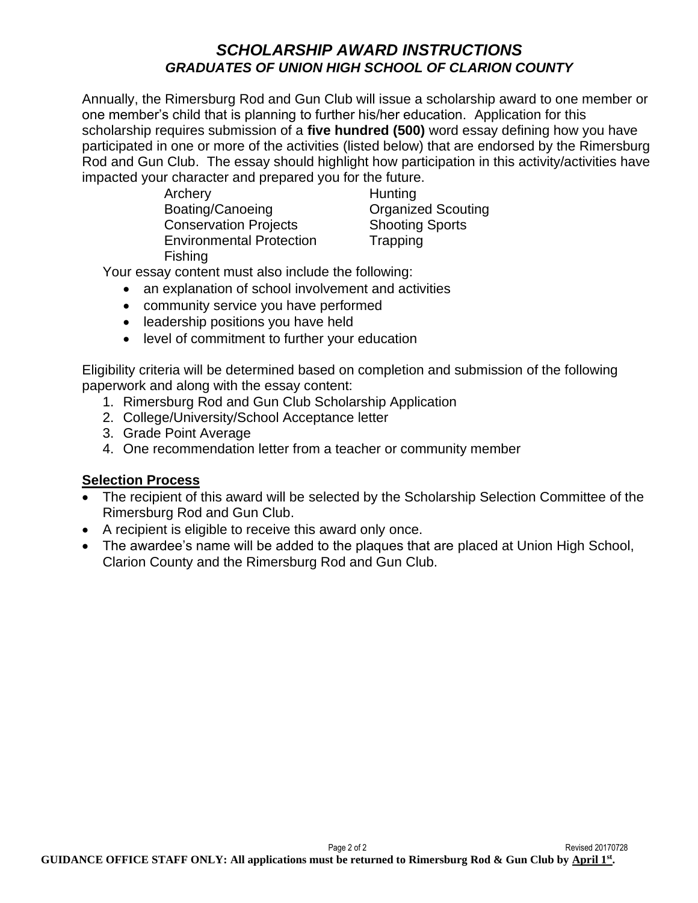## *SCHOLARSHIP AWARD INSTRUCTIONS*
### *GRADUATES OF UNION HIGH SCHOOL OF CLARION COUNTY*

Annually, the Rimersburg Rod and Gun Club will issue a scholarship award to one member or one member's child that is planning to further his/her education. Application for this scholarship requires submission of a **five hundred (500)** word essay defining how you have participated in one or more of the activities (listed below) that are endorsed by the Rimersburg Rod and Gun Club. The essay should highlight how participation in this activity/activities have impacted your character and prepared you for the future.

- Archery
- Boating/Canoeing
- Conservation Projects
- Environmental Protection
- Fishing
- Hunting
- Organized Scouting
- Shooting Sports
- Trapping

Your essay content must also include the following:

- an explanation of school involvement and activities
- community service you have performed
- leadership positions you have held
- level of commitment to further your education

Eligibility criteria will be determined based on completion and submission of the following paperwork and along with the essay content:

1. Rimersburg Rod and Gun Club Scholarship Application
2. College/University/School Acceptance letter
3. Grade Point Average
4. One recommendation letter from a teacher or community member

**Selection Process**

- The recipient of this award will be selected by the Scholarship Selection Committee of the Rimersburg Rod and Gun Club.
- A recipient is eligible to receive this award only once.
- The awardee's name will be added to the plaques that are placed at Union High School, Clarion County and the Rimersburg Rod and Gun Club.

Revised 20170728

**GUIDANCE OFFICE STAFF ONLY: All applications must be returned to Rimersburg Rod & Gun Club by April 1st.**